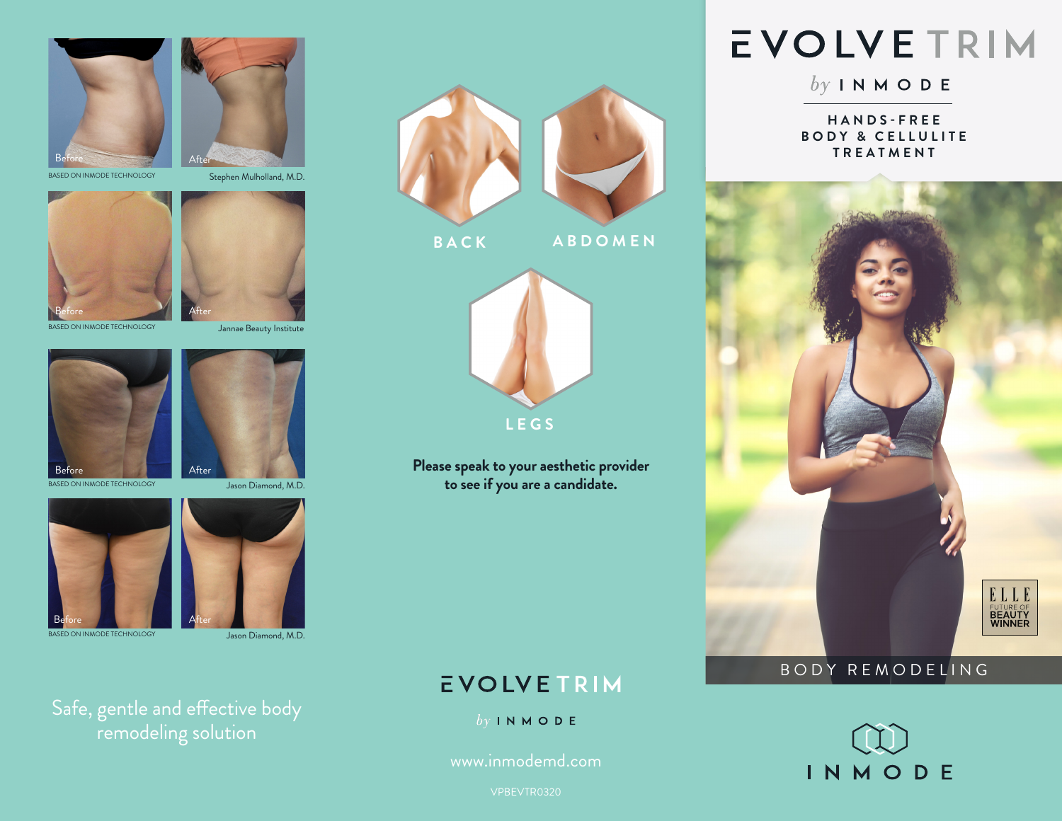Before After

BASED ON INMODE TECHNOLOGY — Stephen Mulholland, M.D.

Before After

BASED ON INMODE TECHNOLOGY — Jannae Beauty Institute

Before After

BASED ON INMODE TECHNOLOGY — Jason Diamond, M.D.

Before After

BASED ON INMODE TECHNOLOGY — Jason Diamond, M.D.

Safe, gentle and effective body remodeling solution

BACK

ABDOMEN

LEGS

**Please speak to your aesthetic provider to see if you are a candidate.**

EVOLVE TRIM

*by* INMODE

www.inmodemd.com

VPBEVTR0320

# EVOLVE TRIM

*by* INMODE

## HANDS-FREE BODY & CELLULITE TREATMENT

ELLE FUTURE OF BEAUTY WINNER

BODY REMODELING

INMODE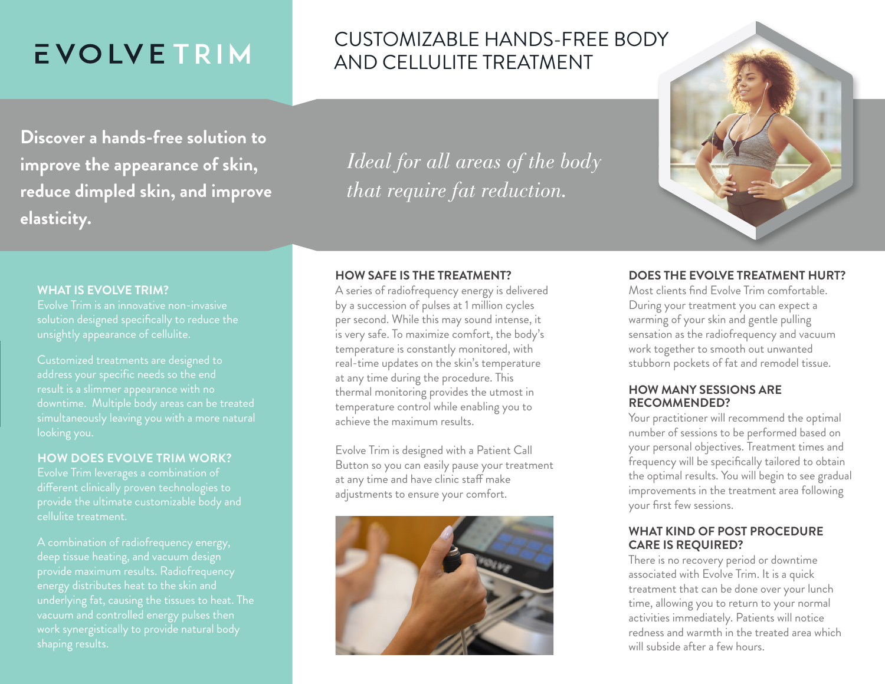# EVOLVE TRIM

## CUSTOMIZABLE HANDS-FREE BODY AND CELLULITE TREATMENT

**Discover a hands-free solution to improve the appearance of skin, reduce dimpled skin, and improve elasticity.**

*Ideal for all areas of the body that require fat reduction.*

### WHAT IS EVOLVE TRIM?

Evolve Trim is an innovative non-invasive solution designed specifically to reduce the unsightly appearance of cellulite.

Customized treatments are designed to address your specific needs so the end result is a slimmer appearance with no downtime. Multiple body areas can be treated simultaneously leaving you with a more natural looking you.

### HOW DOES EVOLVE TRIM WORK?

Evolve Trim leverages a combination of different clinically proven technologies to provide the ultimate customizable body and cellulite treatment.

A combination of radiofrequency energy, deep tissue heating, and vacuum design provide maximum results. Radiofrequency energy distributes heat to the skin and underlying fat, causing the tissues to heat. The vacuum and controlled energy pulses then work synergistically to provide natural body shaping results.

### HOW SAFE IS THE TREATMENT?

A series of radiofrequency energy is delivered by a succession of pulses at 1 million cycles per second. While this may sound intense, it is very safe. To maximize comfort, the body's temperature is constantly monitored, with real-time updates on the skin's temperature at any time during the procedure. This thermal monitoring provides the utmost in temperature control while enabling you to achieve the maximum results.

Evolve Trim is designed with a Patient Call Button so you can easily pause your treatment at any time and have clinic staff make adjustments to ensure your comfort.

### DOES THE EVOLVE TREATMENT HURT?

Most clients find Evolve Trim comfortable. During your treatment you can expect a warming of your skin and gentle pulling sensation as the radiofrequency and vacuum work together to smooth out unwanted stubborn pockets of fat and remodel tissue.

### HOW MANY SESSIONS ARE RECOMMENDED?

Your practitioner will recommend the optimal number of sessions to be performed based on your personal objectives. Treatment times and frequency will be specifically tailored to obtain the optimal results. You will begin to see gradual improvements in the treatment area following your first few sessions.

### WHAT KIND OF POST PROCEDURE CARE IS REQUIRED?

There is no recovery period or downtime associated with Evolve Trim. It is a quick treatment that can be done over your lunch time, allowing you to return to your normal activities immediately. Patients will notice redness and warmth in the treated area which will subside after a few hours.